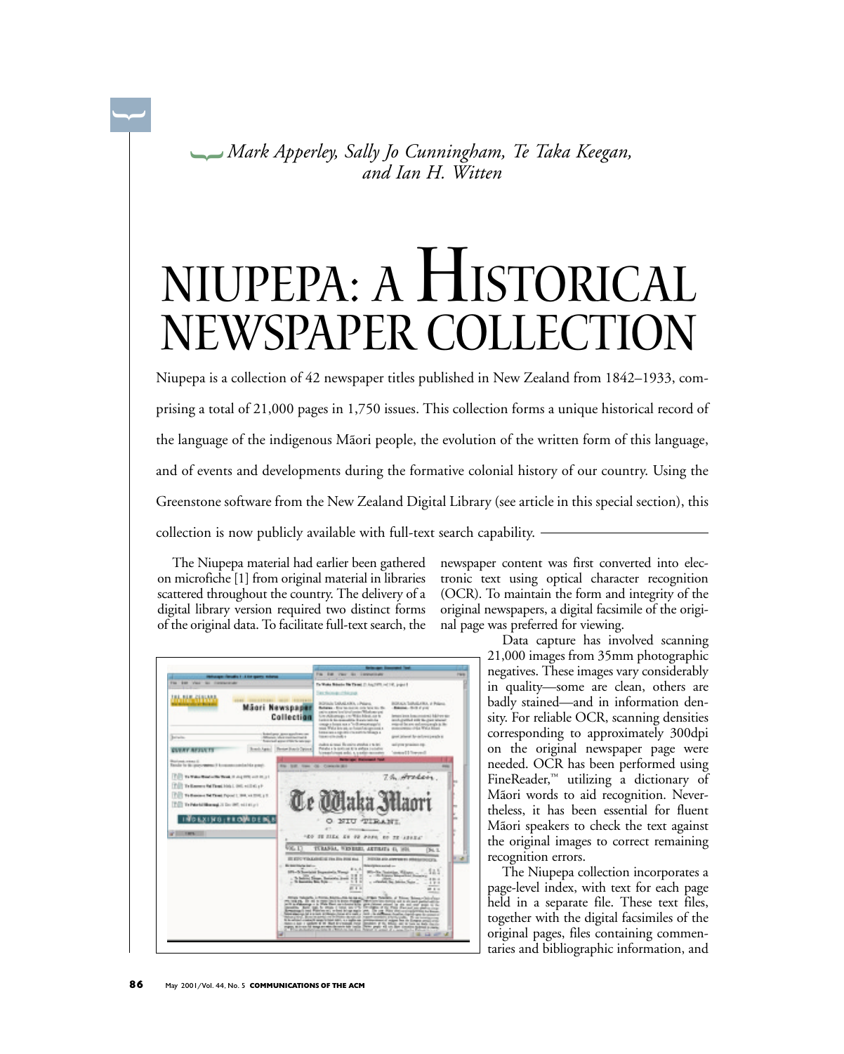*Mark Apperley, Sally Jo Cunningham, Te Taka Keegan, and Ian H. Witten*

# NIUPEPA: A HISTORICAL NEWSPAPER COLLECTION

Niupepa is a collection of 42 newspaper titles published in New Zealand from 1842–1933, comprising a total of 21,000 pages in 1,750 issues. This collection forms a unique historical record of the language of the indigenous Māori people, the evolution of the written form of this language, and of events and developments during the formative colonial history of our country. Using the Greenstone software from the New Zealand Digital Library (see article in this special section), this collection is now publicly available with full-text search capability.

The Niupepa material had earlier been gathered on microfiche [1] from original material in libraries scattered throughout the country. The delivery of a digital library version required two distinct forms of the original data. To facilitate full-text search, the newspaper content was first converted into electronic text using optical character recognition (OCR). To maintain the form and integrity of the original newspapers, a digital facsimile of the original page was preferred for viewing.

Data capture has involved scanning 21,000 images from 35mm photographic negatives. These images vary considerably in quality—some are clean, others are badly stained—and in information density. For reliable OCR, scanning densities corresponding to approximately 300dpi on the original newspaper page were needed. OCR has been performed using FineReader,™ utilizing a dictionary of Māori words to aid recognition. Nevertheless, it has been essential for fluent Māori speakers to check the text against the original images to correct remaining recognition errors.

The Niupepa collection incorporates a page-level index, with text for each page held in a separate file. These text files, together with the digital facsimiles of the original pages, files containing commentaries and bibliographic information, and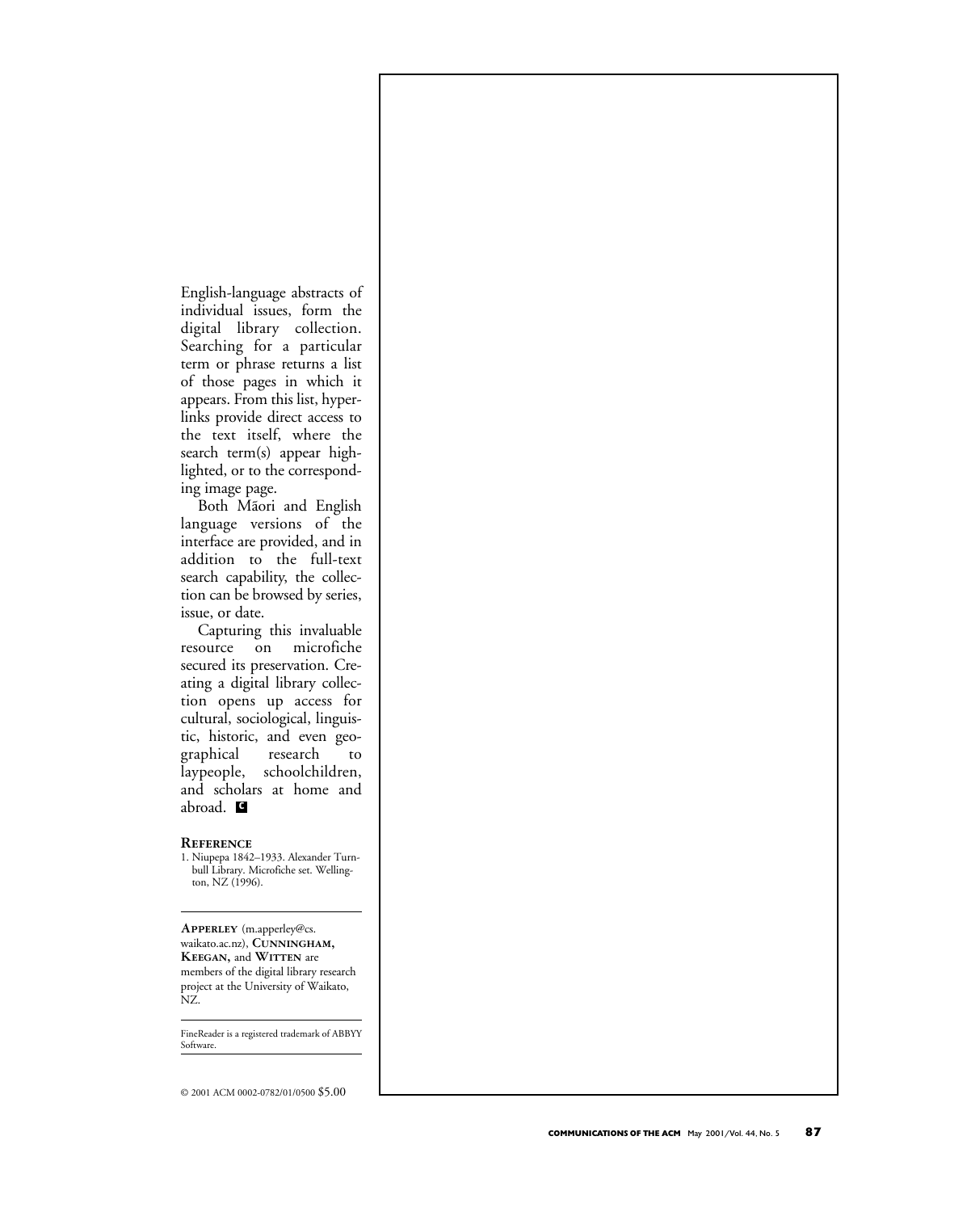English-language abstracts of individual issues, form the digital library collection. Searching for a particular term or phrase returns a list of those pages in which it appears. From this list, hyperlinks provide direct access to the text itself, where the search term(s) appear highlighted, or to the corresponding image page.

Both Māori and English language versions of the interface are provided, and in addition to the full-text search capability, the collection can be browsed by series, issue, or date.

Capturing this invaluable resource on microfiche secured its preservation. Creating a digital library collection opens up access for cultural, sociological, linguistic, historic, and even geographical research to laypeople, schoolchildren, and scholars at home and abroad.

## Reference

1. Niupepa 1842–1933. Alexander Turnbull Library. Microfiche set. Wellington, NZ (1996).

---

**Apperley** (m.apperley@cs.waikato.ac.nz), **Cunningham, Keegan,** and **Witten** are members of the digital library research project at the University of Waikato, NZ.

---

FineReader is a registered trademark of ABBYY Software.

---

© 2001 ACM 0002-0782/01/0500 $5.00